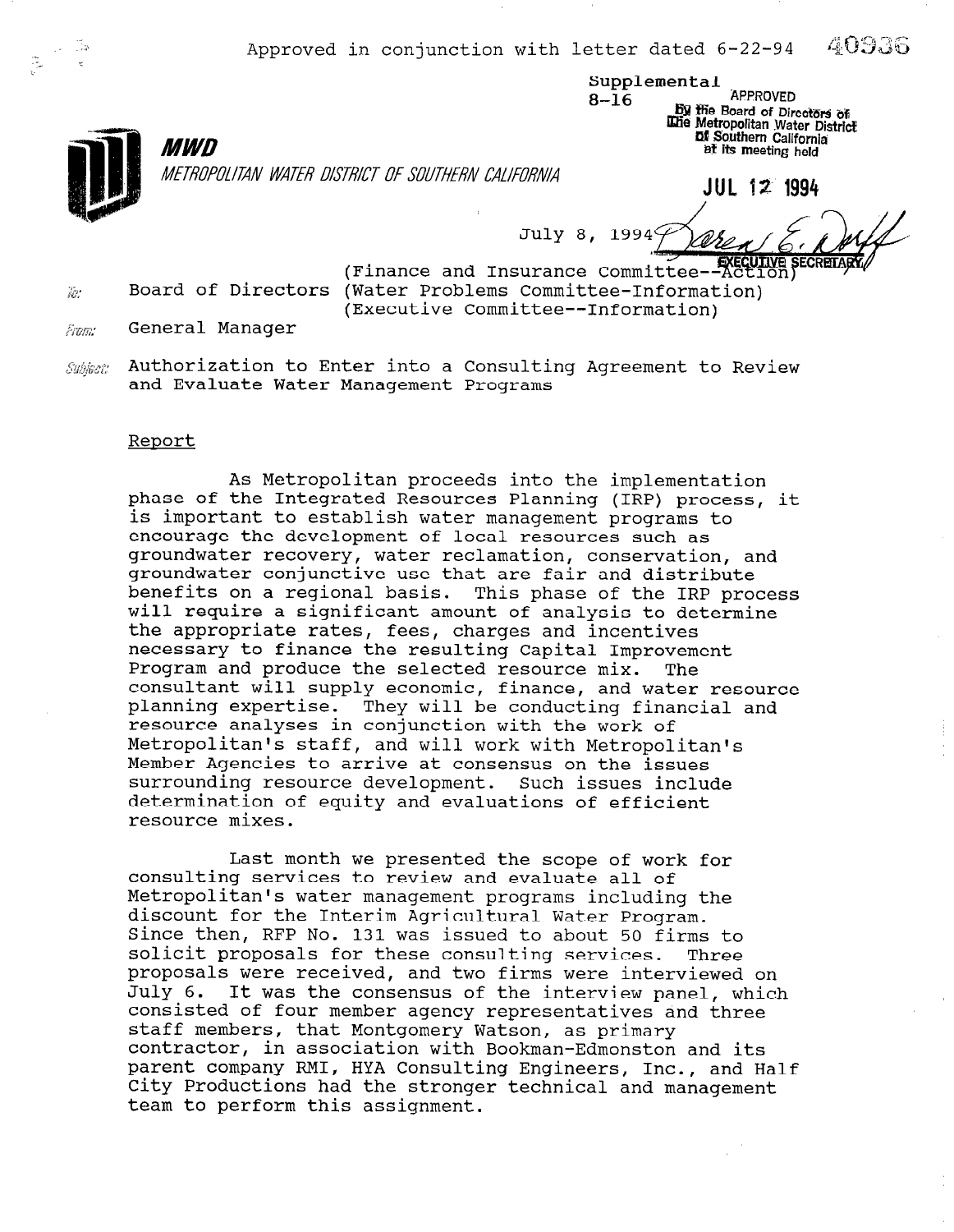Approved in conjunction with letter dated 6-22-94 40936

Supplemental
8-16

APPROVED
By the Board of Directors of
The Metropolitan Water District
of Southern California
at its meeting held

JUL 12 1994

EXECUTIVE SECRETARY

**MWD**

*METROPOLITAN WATER DISTRICT OF SOUTHERN CALIFORNIA*

July 8, 1994

To: Board of Directors (Finance and Insurance Committee--Action)
(Water Problems Committee-Information)
(Executive Committee--Information)

From: General Manager

Subject: Authorization to Enter into a Consulting Agreement to Review and Evaluate Water Management Programs

Report

As Metropolitan proceeds into the implementation phase of the Integrated Resources Planning (IRP) process, it is important to establish water management programs to encourage the development of local resources such as groundwater recovery, water reclamation, conservation, and groundwater conjunctive use that are fair and distribute benefits on a regional basis. This phase of the IRP process will require a significant amount of analysis to determine the appropriate rates, fees, charges and incentives necessary to finance the resulting Capital Improvement Program and produce the selected resource mix. The consultant will supply economic, finance, and water resource planning expertise. They will be conducting financial and resource analyses in conjunction with the work of Metropolitan's staff, and will work with Metropolitan's Member Agencies to arrive at consensus on the issues surrounding resource development. Such issues include determination of equity and evaluations of efficient resource mixes.

Last month we presented the scope of work for consulting services to review and evaluate all of Metropolitan's water management programs including the discount for the Interim Agricultural Water Program. Since then, RFP No. 131 was issued to about 50 firms to solicit proposals for these consulting services. Three proposals were received, and two firms were interviewed on July 6. It was the consensus of the interview panel, which consisted of four member agency representatives and three staff members, that Montgomery Watson, as primary contractor, in association with Bookman-Edmonston and its parent company RMI, HYA Consulting Engineers, Inc., and Half City Productions had the stronger technical and management team to perform this assignment.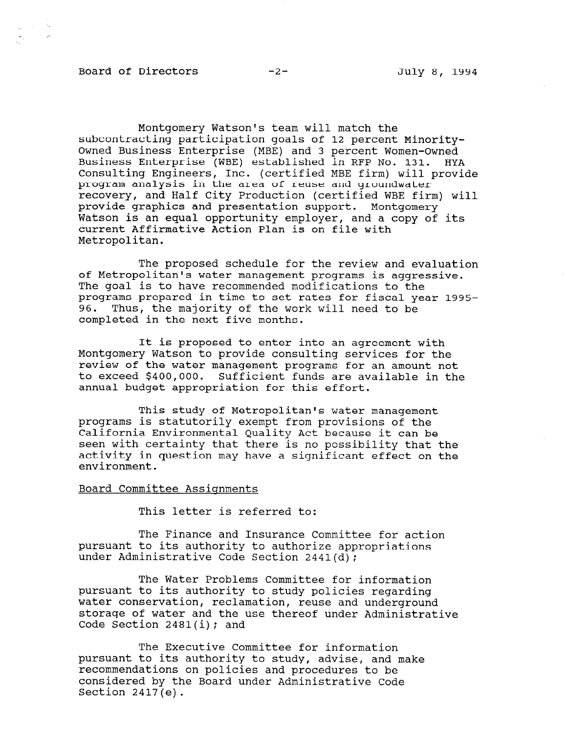Montgomery Watson's team will match the subcontracting participation goals of 12 percent Minority-Owned Business Enterprise (MBE) and 3 percent Women-Owned Business Enterprise (WBE) established in RFP No. 131. HYA Consulting Engineers, Inc. (certified MBE firm) will provide program analysis in the area of reuse and groundwater recovery, and Half City Production (certified WBE firm) will provide graphics and presentation support. Montgomery Watson is an equal opportunity employer, and a copy of its current Affirmative Action Plan is on file with Metropolitan.

The proposed schedule for the review and evaluation of Metropolitan's water management programs is aggressive. The goal is to have recommended modifications to the programs prepared in time to set rates for fiscal year 1995-96. Thus, the majority of the work will need to be completed in the next five months.

It is proposed to enter into an agreement with Montgomery Watson to provide consulting services for the review of the water management programs for an amount not to exceed $400,000. Sufficient funds are available in the annual budget appropriation for this effort.

This study of Metropolitan's water management programs is statutorily exempt from provisions of the California Environmental Quality Act because it can be seen with certainty that there is no possibility that the activity in question may have a significant effect on the environment.

## Board Committee Assignments

This letter is referred to:

The Finance and Insurance Committee for action pursuant to its authority to authorize appropriations under Administrative Code Section 2441(d);

The Water Problems Committee for information pursuant to its authority to study policies regarding water conservation, reclamation, reuse and underground storage of water and the use thereof under Administrative Code Section 2481(i); and

The Executive Committee for information pursuant to its authority to study, advise, and make recommendations on policies and procedures to be considered by the Board under Administrative Code Section 2417(e).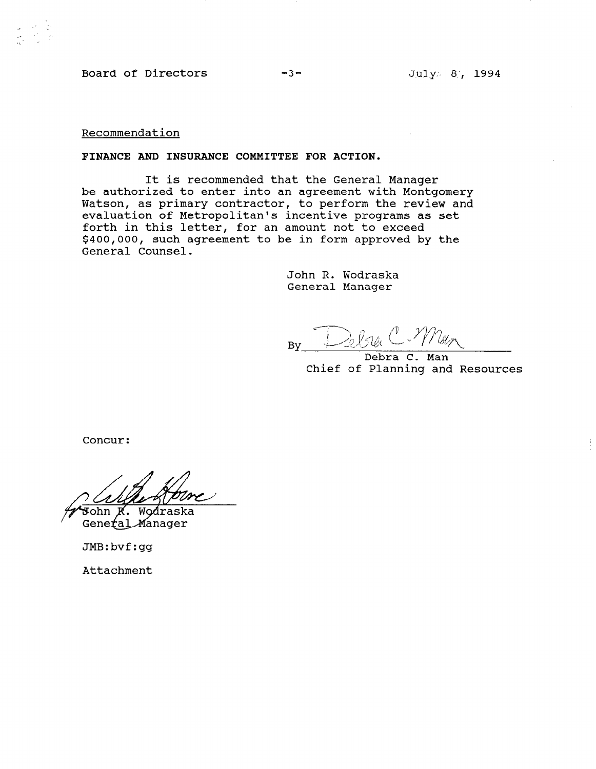Recommendation

**FINANCE AND INSURANCE COMMITTEE FOR ACTION.**

It is recommended that the General Manager be authorized to enter into an agreement with Montgomery Watson, as primary contractor, to perform the review and evaluation of Metropolitan's incentive programs as set forth in this letter, for an amount not to exceed $400,000, such agreement to be in form approved by the General Counsel.

John R. Wodraska
General Manager

By Debra C. Man
Debra C. Man
Chief of Planning and Resources

Concur:

John R. Wodraska
General Manager

JMB:bvf:gg

Attachment